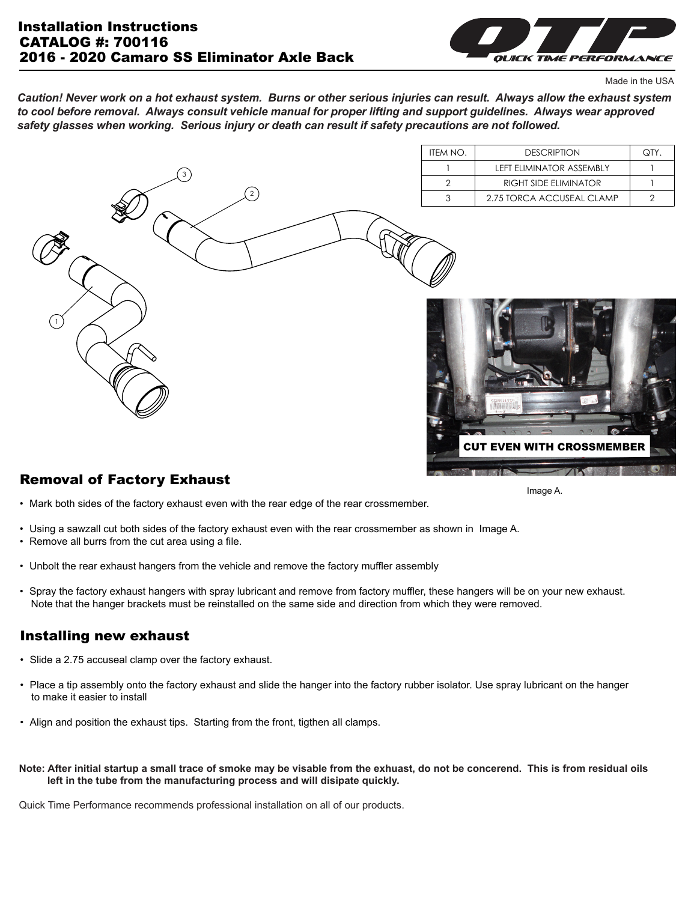# Installation Instructions
## CATALOG #: 700116
## 2016 - 2020 Camaro SS Eliminator Axle Back

Made in the USA

***Caution! Never work on a hot exhaust system. Burns or other serious injuries can result. Always allow the exhaust system to cool before removal. Always consult vehicle manual for proper lifting and support guidelines. Always wear approved safety glasses when working. Serious injury or death can result if safety precautions are not followed.***

| ITEM NO. | DESCRIPTION | QTY. |
| --- | --- | --- |
| 1 | LEFT ELIMINATOR ASSEMBLY | 1 |
| 2 | RIGHT SIDE ELIMINATOR | 1 |
| 3 | 2.75 TORCA ACCUSEAL CLAMP | 2 |

CUT EVEN WITH CROSSMEMBER

Image A.

## Removal of Factory Exhaust

- Mark both sides of the factory exhaust even with the rear edge of the rear crossmember.
- Using a sawzall cut both sides of the factory exhaust even with the rear crossmember as shown in Image A.
- Remove all burrs from the cut area using a file.
- Unbolt the rear exhaust hangers from the vehicle and remove the factory muffler assembly
- Spray the factory exhaust hangers with spray lubricant and remove from factory muffler, these hangers will be on your new exhaust. Note that the hanger brackets must be reinstalled on the same side and direction from which they were removed.

## Installing new exhaust

- Slide a 2.75 accuseal clamp over the factory exhaust.
- Place a tip assembly onto the factory exhaust and slide the hanger into the factory rubber isolator. Use spray lubricant on the hanger to make it easier to install
- Align and position the exhaust tips. Starting from the front, tigthen all clamps.

**Note: After initial startup a small trace of smoke may be visable from the exhuast, do not be concerend. This is from residual oils left in the tube from the manufacturing process and will disipate quickly.**

Quick Time Performance recommends professional installation on all of our products.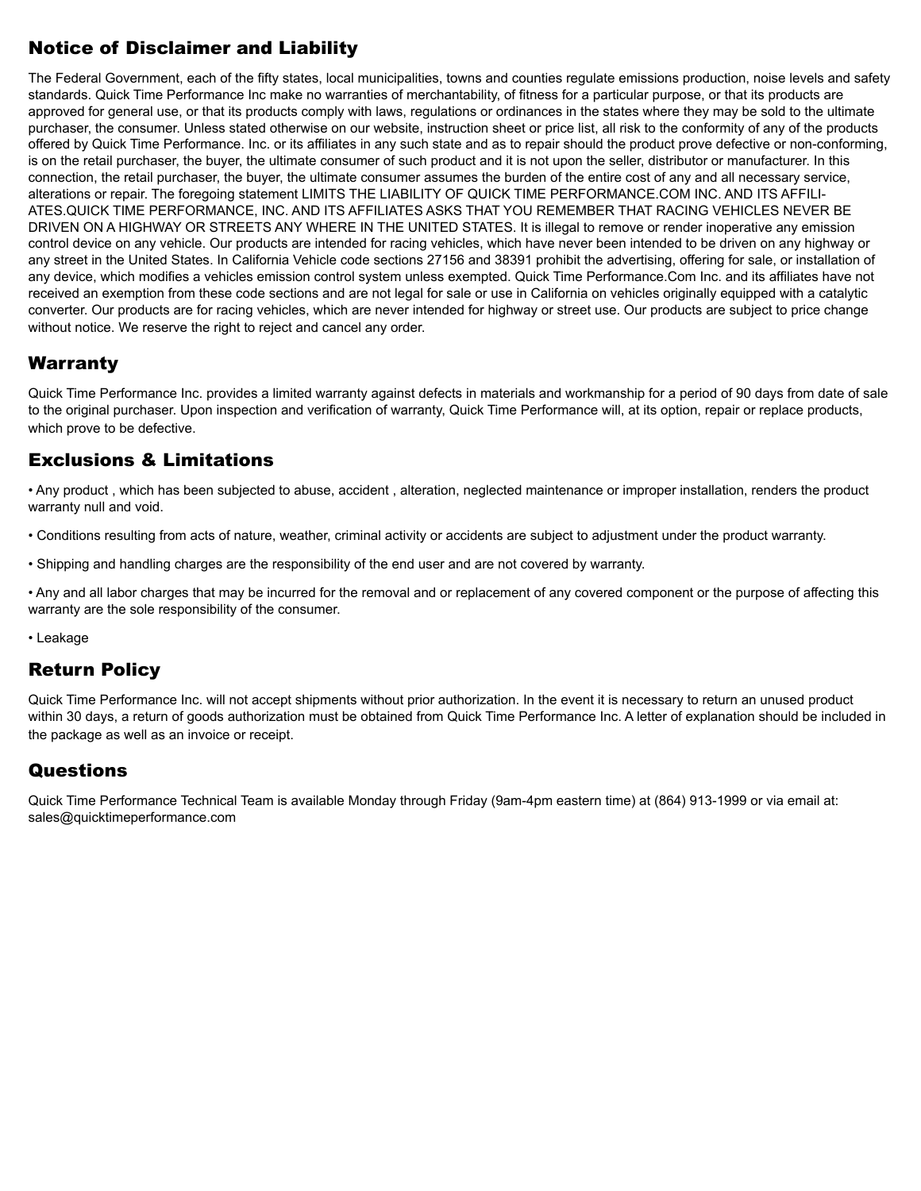## Notice of Disclaimer and Liability

The Federal Government, each of the fifty states, local municipalities, towns and counties regulate emissions production, noise levels and safety standards. Quick Time Performance Inc make no warranties of merchantability, of fitness for a particular purpose, or that its products are approved for general use, or that its products comply with laws, regulations or ordinances in the states where they may be sold to the ultimate purchaser, the consumer. Unless stated otherwise on our website, instruction sheet or price list, all risk to the conformity of any of the products offered by Quick Time Performance. Inc. or its affiliates in any such state and as to repair should the product prove defective or non-conforming, is on the retail purchaser, the buyer, the ultimate consumer of such product and it is not upon the seller, distributor or manufacturer. In this connection, the retail purchaser, the buyer, the ultimate consumer assumes the burden of the entire cost of any and all necessary service, alterations or repair. The foregoing statement LIMITS THE LIABILITY OF QUICK TIME PERFORMANCE.COM INC. AND ITS AFFILIATES.QUICK TIME PERFORMANCE, INC. AND ITS AFFILIATES ASKS THAT YOU REMEMBER THAT RACING VEHICLES NEVER BE DRIVEN ON A HIGHWAY OR STREETS ANY WHERE IN THE UNITED STATES. It is illegal to remove or render inoperative any emission control device on any vehicle. Our products are intended for racing vehicles, which have never been intended to be driven on any highway or any street in the United States. In California Vehicle code sections 27156 and 38391 prohibit the advertising, offering for sale, or installation of any device, which modifies a vehicles emission control system unless exempted. Quick Time Performance.Com Inc. and its affiliates have not received an exemption from these code sections and are not legal for sale or use in California on vehicles originally equipped with a catalytic converter. Our products are for racing vehicles, which are never intended for highway or street use. Our products are subject to price change without notice. We reserve the right to reject and cancel any order.

## Warranty

Quick Time Performance Inc. provides a limited warranty against defects in materials and workmanship for a period of 90 days from date of sale to the original purchaser. Upon inspection and verification of warranty, Quick Time Performance will, at its option, repair or replace products, which prove to be defective.

## Exclusions & Limitations

- Any product , which has been subjected to abuse, accident , alteration, neglected maintenance or improper installation, renders the product warranty null and void.
- Conditions resulting from acts of nature, weather, criminal activity or accidents are subject to adjustment under the product warranty.
- Shipping and handling charges are the responsibility of the end user and are not covered by warranty.
- Any and all labor charges that may be incurred for the removal and or replacement of any covered component or the purpose of affecting this warranty are the sole responsibility of the consumer.
- Leakage

## Return Policy

Quick Time Performance Inc. will not accept shipments without prior authorization. In the event it is necessary to return an unused product within 30 days, a return of goods authorization must be obtained from Quick Time Performance Inc. A letter of explanation should be included in the package as well as an invoice or receipt.

## Questions

Quick Time Performance Technical Team is available Monday through Friday (9am-4pm eastern time) at (864) 913-1999 or via email at: sales@quicktimeperformance.com